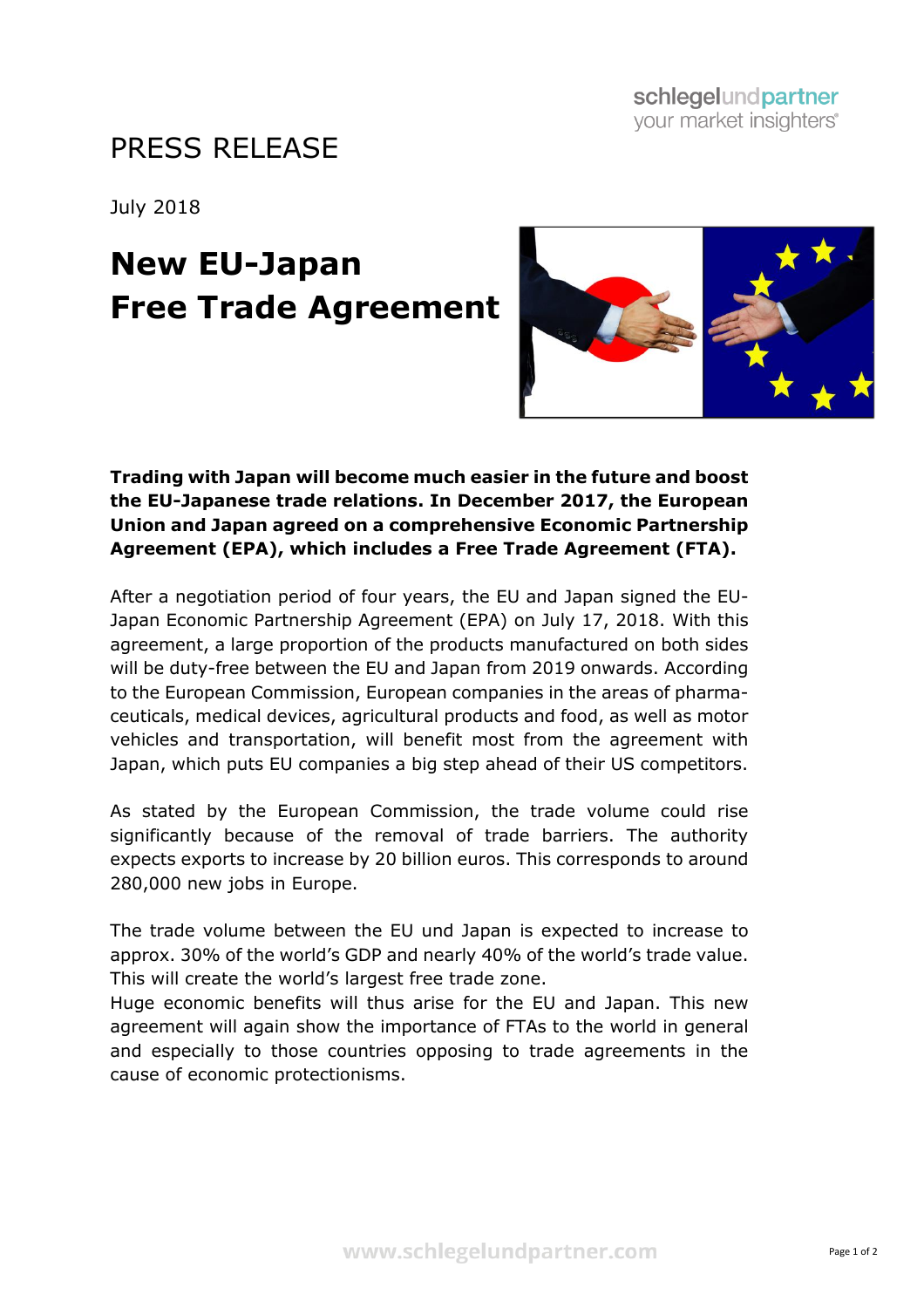# PRESS RELEASE

July 2018

## New EU-Japan Free Trade Agreement

**Trading with Japan will become much easier in the future and boost the EU-Japanese trade relations. In December 2017, the European Union and Japan agreed on a comprehensive Economic Partnership Agreement (EPA), which includes a Free Trade Agreement (FTA).**

After a negotiation period of four years, the EU and Japan signed the EU-Japan Economic Partnership Agreement (EPA) on July 17, 2018. With this agreement, a large proportion of the products manufactured on both sides will be duty-free between the EU and Japan from 2019 onwards. According to the European Commission, European companies in the areas of pharmaceuticals, medical devices, agricultural products and food, as well as motor vehicles and transportation, will benefit most from the agreement with Japan, which puts EU companies a big step ahead of their US competitors.

As stated by the European Commission, the trade volume could rise significantly because of the removal of trade barriers. The authority expects exports to increase by 20 billion euros. This corresponds to around 280,000 new jobs in Europe.

The trade volume between the EU und Japan is expected to increase to approx. 30% of the world's GDP and nearly 40% of the world's trade value. This will create the world's largest free trade zone.
Huge economic benefits will thus arise for the EU and Japan. This new agreement will again show the importance of FTAs to the world in general and especially to those countries opposing to trade agreements in the cause of economic protectionisms.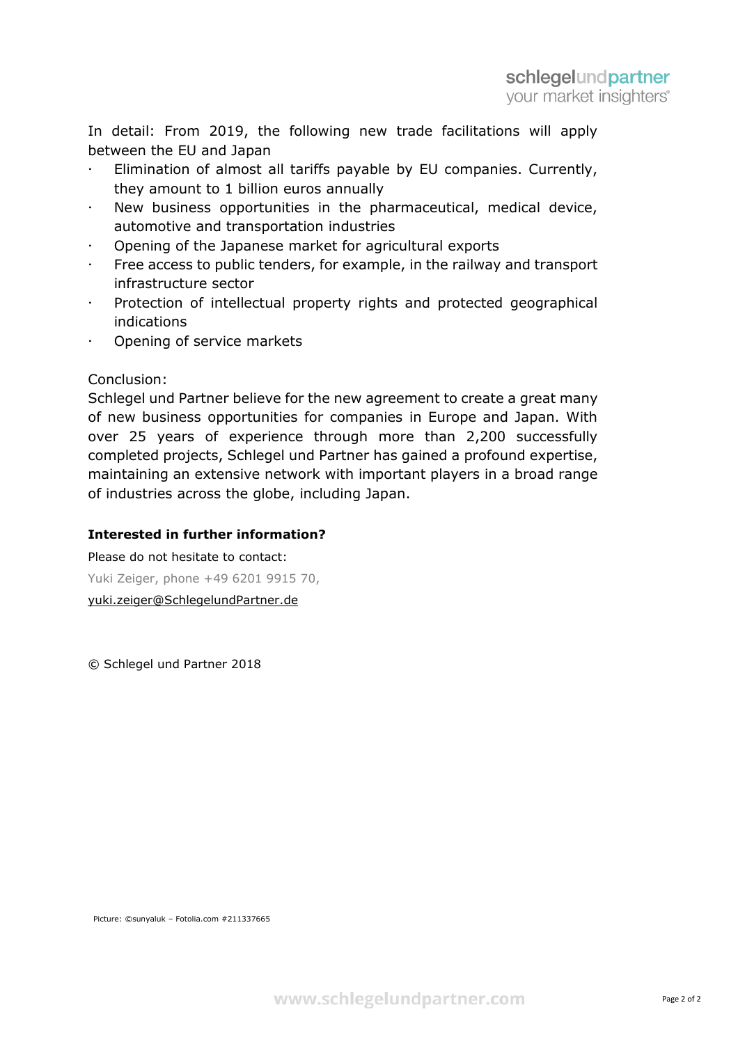In detail: From 2019, the following new trade facilitations will apply between the EU and Japan

- Elimination of almost all tariffs payable by EU companies. Currently, they amount to 1 billion euros annually
- New business opportunities in the pharmaceutical, medical device, automotive and transportation industries
- Opening of the Japanese market for agricultural exports
- Free access to public tenders, for example, in the railway and transport infrastructure sector
- Protection of intellectual property rights and protected geographical indications
- Opening of service markets

Conclusion:
Schlegel und Partner believe for the new agreement to create a great many of new business opportunities for companies in Europe and Japan. With over 25 years of experience through more than 2,200 successfully completed projects, Schlegel und Partner has gained a profound expertise, maintaining an extensive network with important players in a broad range of industries across the globe, including Japan.

**Interested in further information?**

Please do not hesitate to contact:
Yuki Zeiger, phone +49 6201 9915 70,
yuki.zeiger@SchlegelundPartner.de

© Schlegel und Partner 2018

Picture: ©sunyaluk – Fotolia.com #211337665